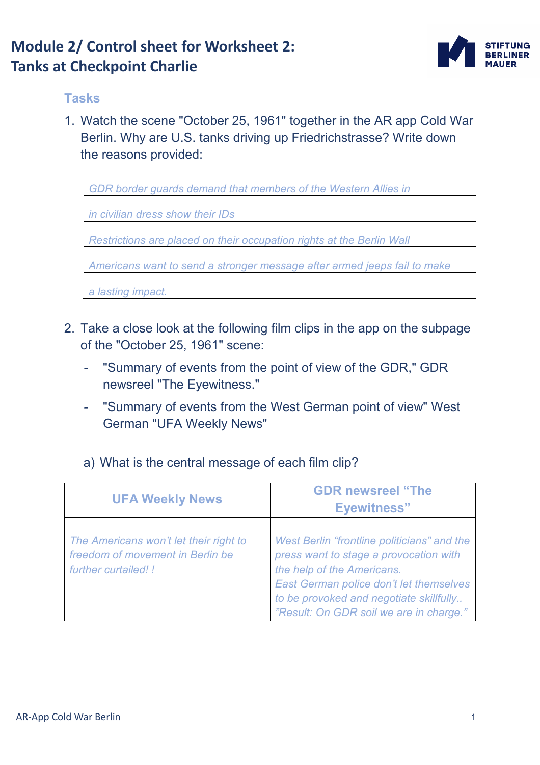# Module 2/ Control sheet for Worksheet 2: Tanks at Checkpoint Charlie

### Tasks

1. Watch the scene "October 25, 1961" together in the AR app Cold War Berlin. Why are U.S. tanks driving up Friedrichstrasse? Write down the reasons provided:

   *GDR border guards demand that members of the Western Allies in*

   *in civilian dress show their IDs*

   *Restrictions are placed on their occupation rights at the Berlin Wall*

   *Americans want to send a stronger message after armed jeeps fail to make*

   *a lasting impact.*

2. Take a close look at the following film clips in the app on the subpage of the "October 25, 1961" scene:
   - "Summary of events from the point of view of the GDR," GDR newsreel "The Eyewitness."
   - "Summary of events from the West German point of view" West German "UFA Weekly News"

   a) What is the central message of each film clip?

| UFA Weekly News | GDR newsreel "The Eyewitness" |
|---|---|
| *The Americans won't let their right to freedom of movement in Berlin be further curtailed! !* | *West Berlin "frontline politicians" and the press want to stage a provocation with the help of the Americans.* *East German police don't let themselves to be provoked and negotiate skillfully.. "Result: On GDR soil we are in charge."* |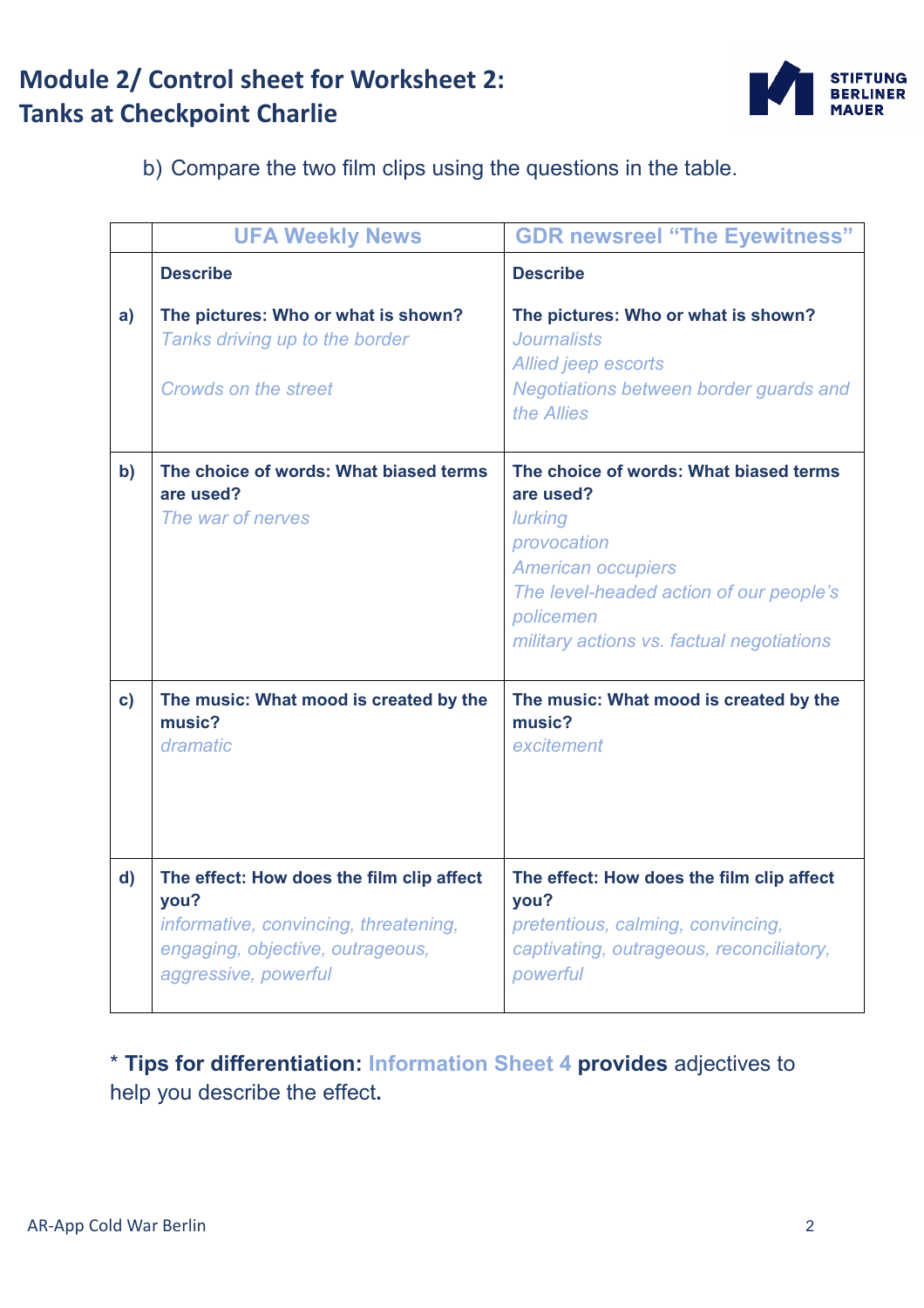# Module 2/ Control sheet for Worksheet 2: Tanks at Checkpoint Charlie

b) Compare the two film clips using the questions in the table.

| | UFA Weekly News | GDR newsreel “The Eyewitness” |
|---|---|---|
| | **Describe** | **Describe** |
| **a)** | **The pictures: Who or what is shown?**<br>*Tanks driving up to the border*<br><br>*Crowds on the street* | **The pictures: Who or what is shown?**<br>*Journalists*<br>*Allied jeep escorts*<br>*Negotiations between border guards and the Allies* |
| **b)** | **The choice of words: What biased terms are used?**<br>*The war of nerves* | **The choice of words: What biased terms are used?**<br>*lurking*<br>*provocation*<br>*American occupiers*<br>*The level-headed action of our people’s policemen*<br>*military actions vs. factual negotiations* |
| **c)** | **The music: What mood is created by the music?**<br>*dramatic* | **The music: What mood is created by the music?**<br>*excitement* |
| **d)** | **The effect: How does the film clip affect you?**<br>*informative, convincing, threatening, engaging, objective, outrageous, aggressive, powerful* | **The effect: How does the film clip affect you?**<br>*pretentious, calming, convincing, captivating, outrageous, reconciliatory, powerful* |

* **Tips for differentiation:** Information Sheet 4 **provides** adjectives to help you describe the effect.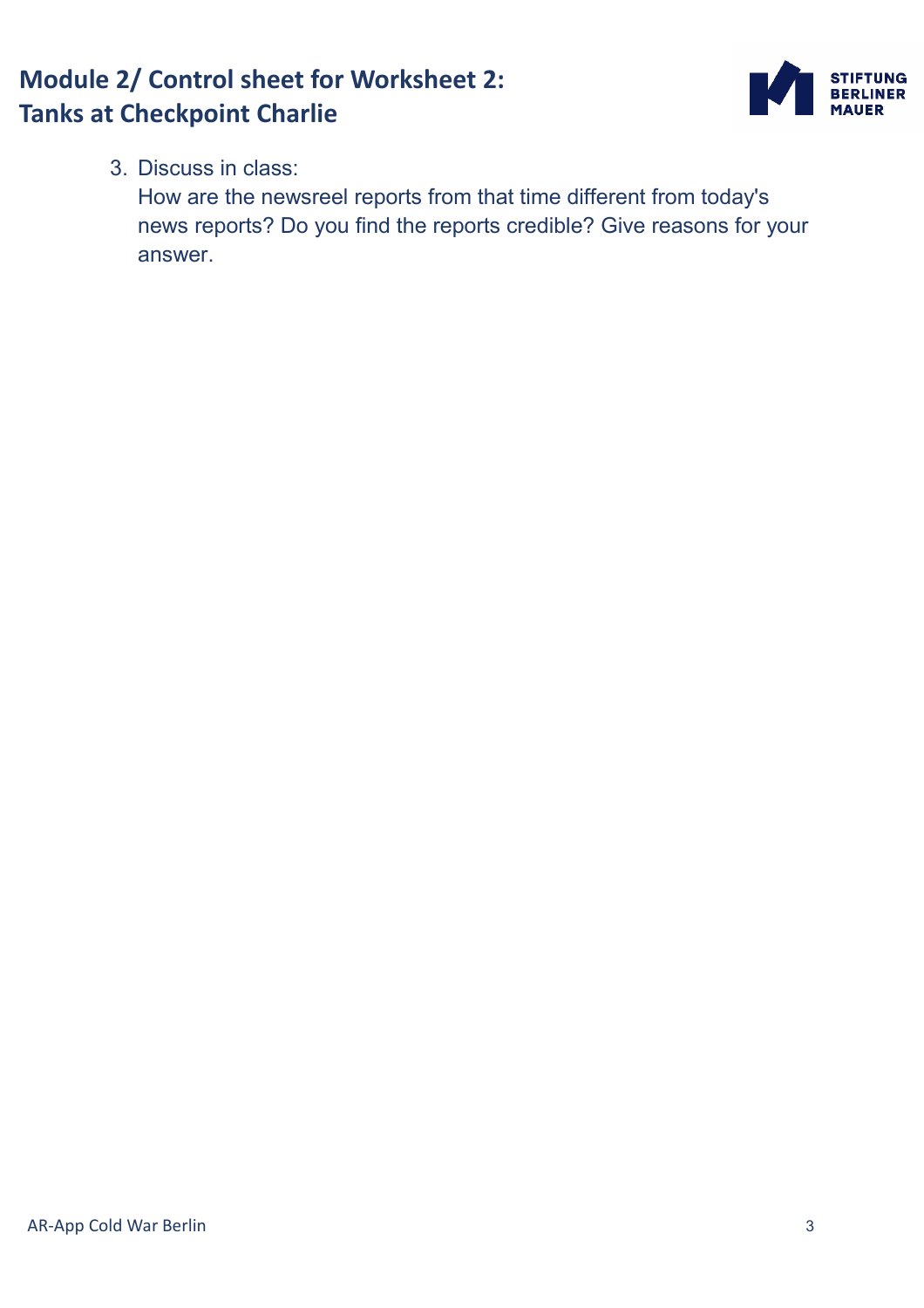# Module 2/ Control sheet for Worksheet 2: Tanks at Checkpoint Charlie

3. Discuss in class:
   How are the newsreel reports from that time different from today's news reports? Do you find the reports credible? Give reasons for your answer.